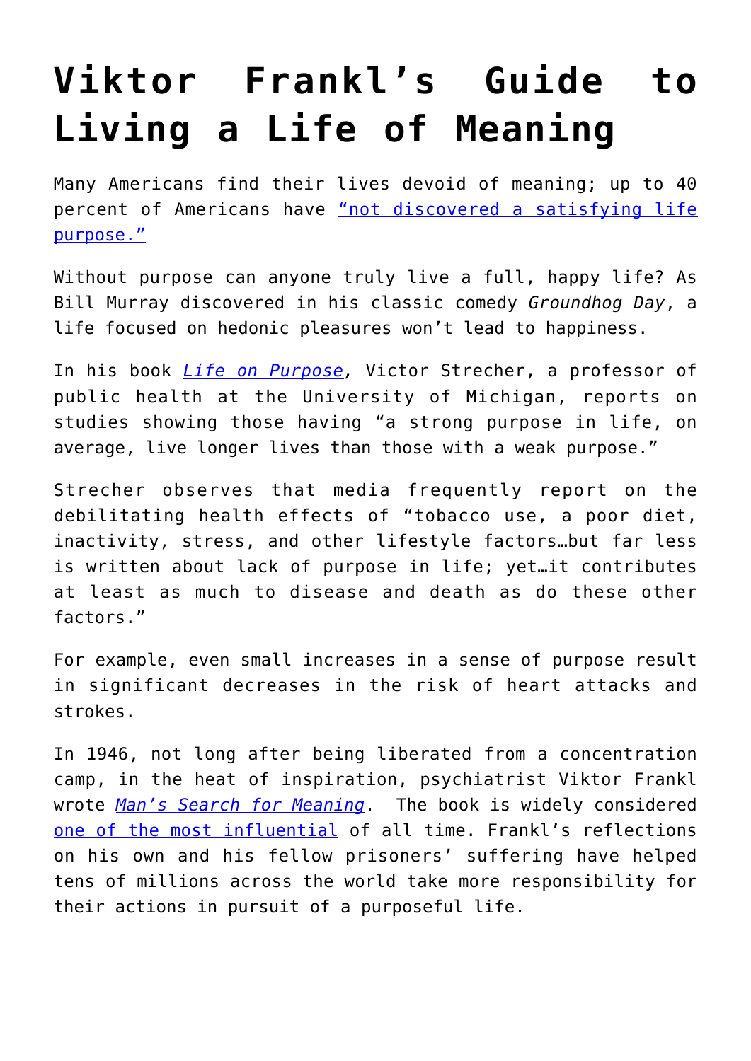# Viktor Frankl's Guide to Living a Life of Meaning

Many Americans find their lives devoid of meaning; up to 40 percent of Americans have "not discovered a satisfying life purpose."

Without purpose can anyone truly live a full, happy life? As Bill Murray discovered in his classic comedy *Groundhog Day*, a life focused on hedonic pleasures won't lead to happiness.

In his book *Life on Purpose*, Victor Strecher, a professor of public health at the University of Michigan, reports on studies showing those having "a strong purpose in life, on average, live longer lives than those with a weak purpose."

Strecher observes that media frequently report on the debilitating health effects of "tobacco use, a poor diet, inactivity, stress, and other lifestyle factors…but far less is written about lack of purpose in life; yet…it contributes at least as much to disease and death as do these other factors."

For example, even small increases in a sense of purpose result in significant decreases in the risk of heart attacks and strokes.

In 1946, not long after being liberated from a concentration camp, in the heat of inspiration, psychiatrist Viktor Frankl wrote *Man's Search for Meaning*. The book is widely considered one of the most influential of all time. Frankl's reflections on his own and his fellow prisoners' suffering have helped tens of millions across the world take more responsibility for their actions in pursuit of a purposeful life.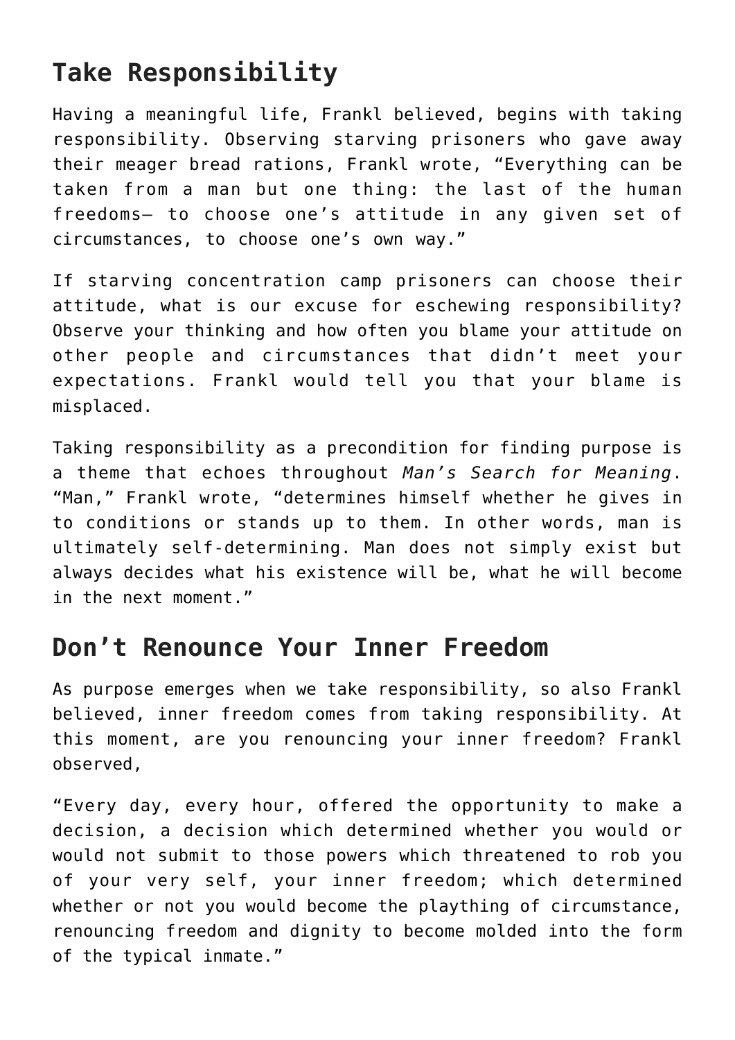## Take Responsibility

Having a meaningful life, Frankl believed, begins with taking responsibility. Observing starving prisoners who gave away their meager bread rations, Frankl wrote, “Everything can be taken from a man but one thing: the last of the human freedoms— to choose one’s attitude in any given set of circumstances, to choose one’s own way.”

If starving concentration camp prisoners can choose their attitude, what is our excuse for eschewing responsibility? Observe your thinking and how often you blame your attitude on other people and circumstances that didn’t meet your expectations. Frankl would tell you that your blame is misplaced.

Taking responsibility as a precondition for finding purpose is a theme that echoes throughout *Man’s Search for Meaning*. “Man,” Frankl wrote, “determines himself whether he gives in to conditions or stands up to them. In other words, man is ultimately self-determining. Man does not simply exist but always decides what his existence will be, what he will become in the next moment.”

## Don’t Renounce Your Inner Freedom

As purpose emerges when we take responsibility, so also Frankl believed, inner freedom comes from taking responsibility. At this moment, are you renouncing your inner freedom? Frankl observed,

“Every day, every hour, offered the opportunity to make a decision, a decision which determined whether you would or would not submit to those powers which threatened to rob you of your very self, your inner freedom; which determined whether or not you would become the plaything of circumstance, renouncing freedom and dignity to become molded into the form of the typical inmate.”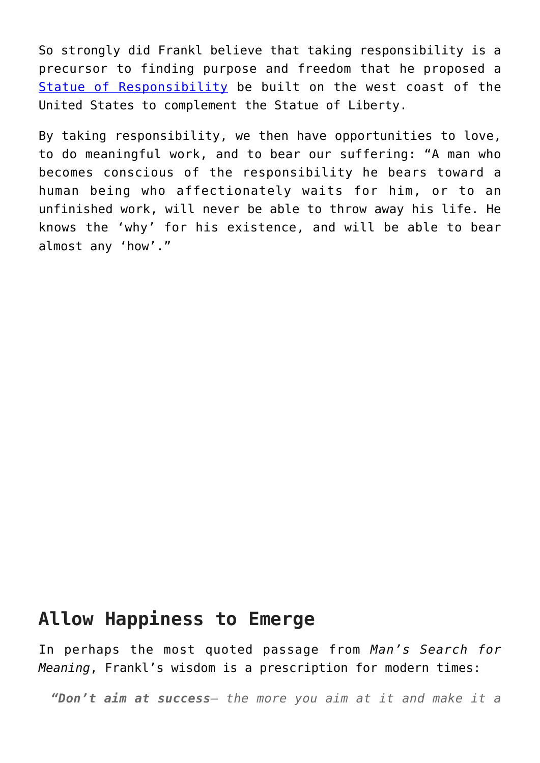So strongly did Frankl believe that taking responsibility is a precursor to finding purpose and freedom that he proposed a [Statue of Responsibility] be built on the west coast of the United States to complement the Statue of Liberty.

By taking responsibility, we then have opportunities to love, to do meaningful work, and to bear our suffering: “A man who becomes conscious of the responsibility he bears toward a human being who affectionately waits for him, or to an unfinished work, will never be able to throw away his life. He knows the ‘why’ for his existence, and will be able to bear almost any ‘how’.”

## Allow Happiness to Emerge

In perhaps the most quoted passage from *Man’s Search for Meaning*, Frankl’s wisdom is a prescription for modern times:

> ***“Don’t aim at success****– the more you aim at it and make it a*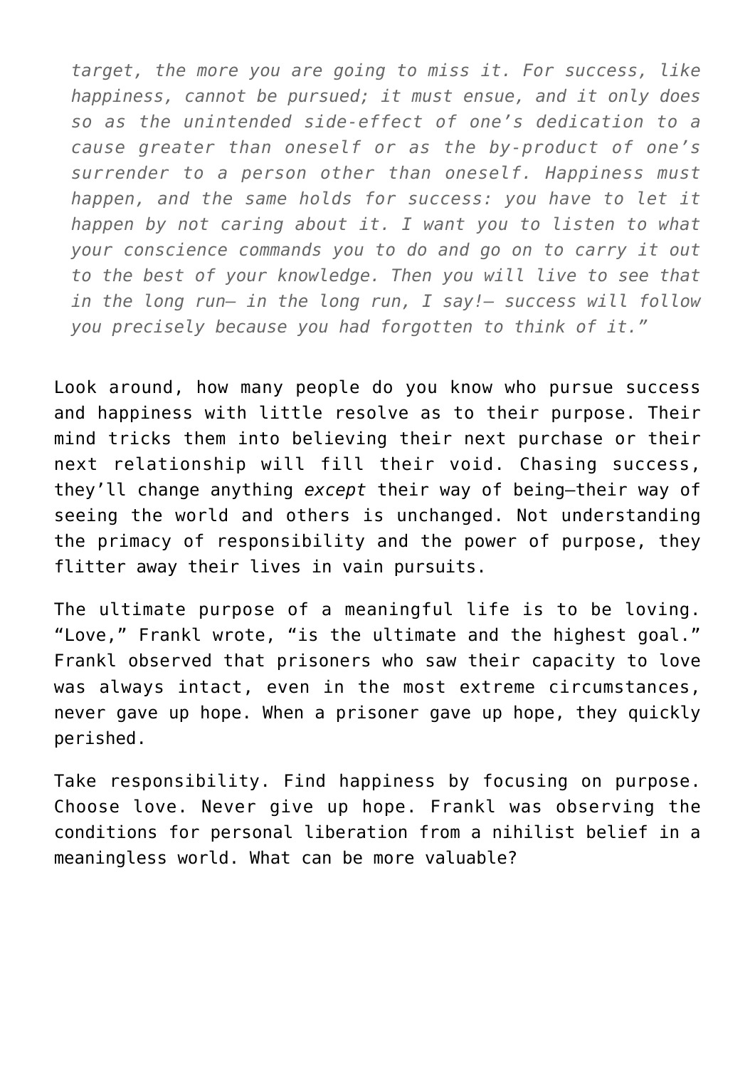> *target, the more you are going to miss it. For success, like happiness, cannot be pursued; it must ensue, and it only does so as the unintended side-effect of one's dedication to a cause greater than oneself or as the by-product of one's surrender to a person other than oneself. Happiness must happen, and the same holds for success: you have to let it happen by not caring about it. I want you to listen to what your conscience commands you to do and go on to carry it out to the best of your knowledge. Then you will live to see that in the long run– in the long run, I say!– success will follow you precisely because you had forgotten to think of it."*

Look around, how many people do you know who pursue success and happiness with little resolve as to their purpose. Their mind tricks them into believing their next purchase or their next relationship will fill their void. Chasing success, they'll change anything *except* their way of being—their way of seeing the world and others is unchanged. Not understanding the primacy of responsibility and the power of purpose, they flitter away their lives in vain pursuits.

The ultimate purpose of a meaningful life is to be loving. "Love," Frankl wrote, "is the ultimate and the highest goal." Frankl observed that prisoners who saw their capacity to love was always intact, even in the most extreme circumstances, never gave up hope. When a prisoner gave up hope, they quickly perished.

Take responsibility. Find happiness by focusing on purpose. Choose love. Never give up hope. Frankl was observing the conditions for personal liberation from a nihilist belief in a meaningless world. What can be more valuable?